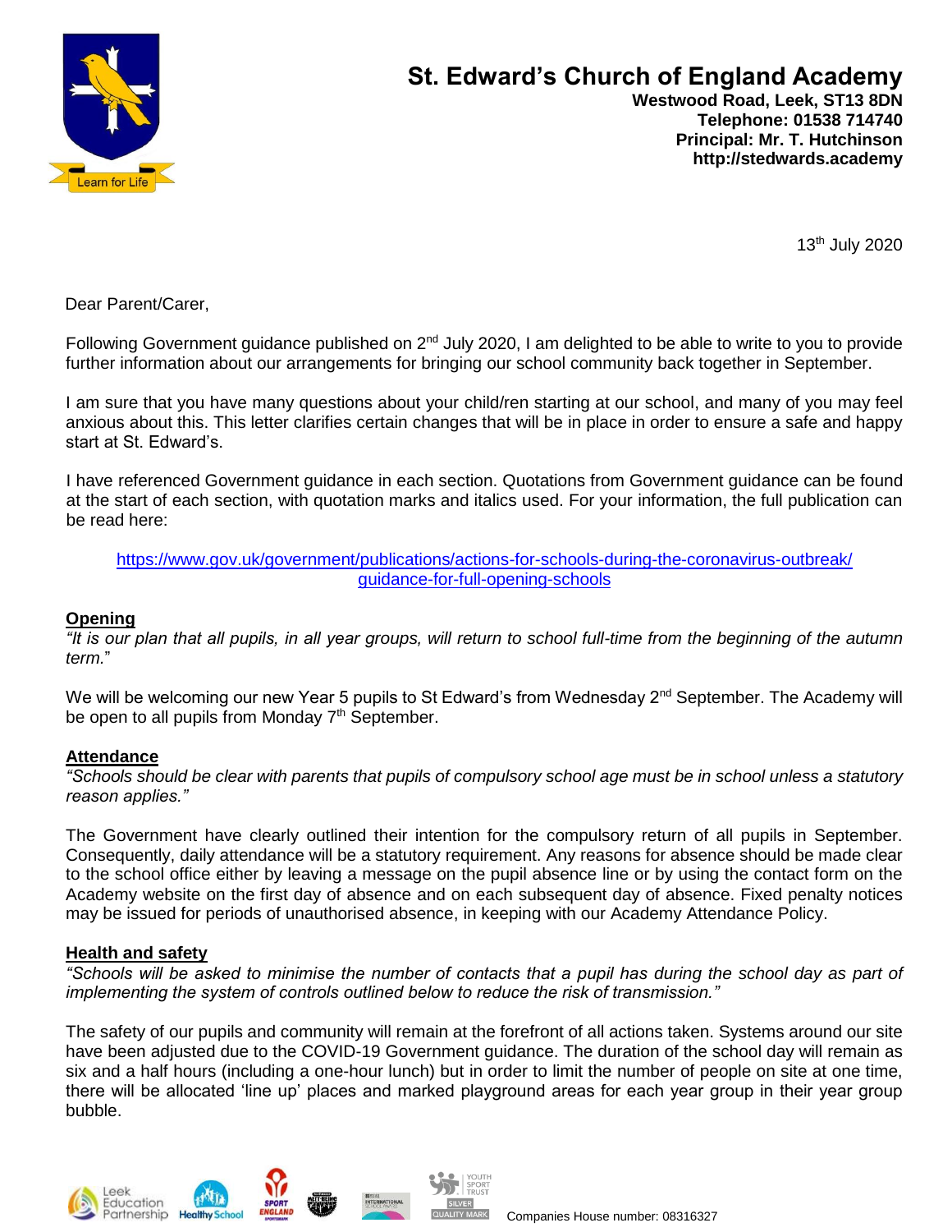# St. Edward's Church of England Academy

**Westwood Road, Leek, ST13 8DN**
**Telephone: 01538 714740**
**Principal: Mr. T. Hutchinson**
**http://stedwards.academy**

13th July 2020

Dear Parent/Carer,

Following Government guidance published on 2nd July 2020, I am delighted to be able to write to you to provide further information about our arrangements for bringing our school community back together in September.

I am sure that you have many questions about your child/ren starting at our school, and many of you may feel anxious about this. This letter clarifies certain changes that will be in place in order to ensure a safe and happy start at St. Edward's.

I have referenced Government guidance in each section. Quotations from Government guidance can be found at the start of each section, with quotation marks and italics used. For your information, the full publication can be read here:

https://www.gov.uk/government/publications/actions-for-schools-during-the-coronavirus-outbreak/guidance-for-full-opening-schools

## Opening

*"It is our plan that all pupils, in all year groups, will return to school full-time from the beginning of the autumn term."*

We will be welcoming our new Year 5 pupils to St Edward's from Wednesday 2nd September. The Academy will be open to all pupils from Monday 7th September.

## Attendance

*"Schools should be clear with parents that pupils of compulsory school age must be in school unless a statutory reason applies."*

The Government have clearly outlined their intention for the compulsory return of all pupils in September. Consequently, daily attendance will be a statutory requirement. Any reasons for absence should be made clear to the school office either by leaving a message on the pupil absence line or by using the contact form on the Academy website on the first day of absence and on each subsequent day of absence. Fixed penalty notices may be issued for periods of unauthorised absence, in keeping with our Academy Attendance Policy.

## Health and safety

*"Schools will be asked to minimise the number of contacts that a pupil has during the school day as part of implementing the system of controls outlined below to reduce the risk of transmission."*

The safety of our pupils and community will remain at the forefront of all actions taken. Systems around our site have been adjusted due to the COVID-19 Government guidance. The duration of the school day will remain as six and a half hours (including a one-hour lunch) but in order to limit the number of people on site at one time, there will be allocated 'line up' places and marked playground areas for each year group in their year group bubble.

Companies House number: 08316327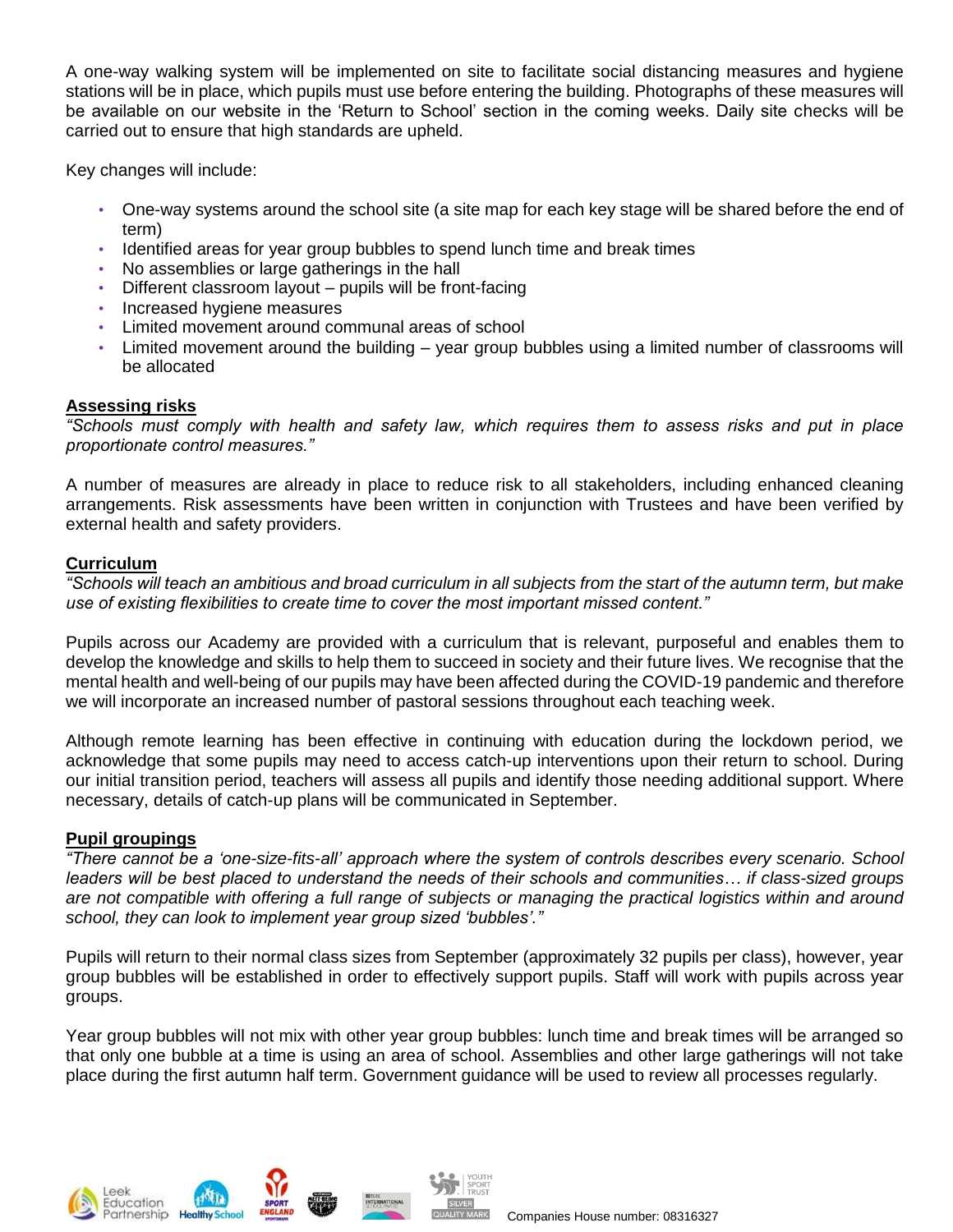A one-way walking system will be implemented on site to facilitate social distancing measures and hygiene stations will be in place, which pupils must use before entering the building. Photographs of these measures will be available on our website in the 'Return to School' section in the coming weeks. Daily site checks will be carried out to ensure that high standards are upheld.

Key changes will include:

- One-way systems around the school site (a site map for each key stage will be shared before the end of term)
- Identified areas for year group bubbles to spend lunch time and break times
- No assemblies or large gatherings in the hall
- Different classroom layout – pupils will be front-facing
- Increased hygiene measures
- Limited movement around communal areas of school
- Limited movement around the building – year group bubbles using a limited number of classrooms will be allocated

**Assessing risks**

*"Schools must comply with health and safety law, which requires them to assess risks and put in place proportionate control measures."*

A number of measures are already in place to reduce risk to all stakeholders, including enhanced cleaning arrangements. Risk assessments have been written in conjunction with Trustees and have been verified by external health and safety providers.

**Curriculum**

*"Schools will teach an ambitious and broad curriculum in all subjects from the start of the autumn term, but make use of existing flexibilities to create time to cover the most important missed content."*

Pupils across our Academy are provided with a curriculum that is relevant, purposeful and enables them to develop the knowledge and skills to help them to succeed in society and their future lives. We recognise that the mental health and well-being of our pupils may have been affected during the COVID-19 pandemic and therefore we will incorporate an increased number of pastoral sessions throughout each teaching week.

Although remote learning has been effective in continuing with education during the lockdown period, we acknowledge that some pupils may need to access catch-up interventions upon their return to school. During our initial transition period, teachers will assess all pupils and identify those needing additional support. Where necessary, details of catch-up plans will be communicated in September.

**Pupil groupings**

*"There cannot be a 'one-size-fits-all' approach where the system of controls describes every scenario. School leaders will be best placed to understand the needs of their schools and communities… if class-sized groups are not compatible with offering a full range of subjects or managing the practical logistics within and around school, they can look to implement year group sized 'bubbles'."*

Pupils will return to their normal class sizes from September (approximately 32 pupils per class), however, year group bubbles will be established in order to effectively support pupils. Staff will work with pupils across year groups.

Year group bubbles will not mix with other year group bubbles: lunch time and break times will be arranged so that only one bubble at a time is using an area of school. Assemblies and other large gatherings will not take place during the first autumn half term. Government guidance will be used to review all processes regularly.

Companies House number: 08316327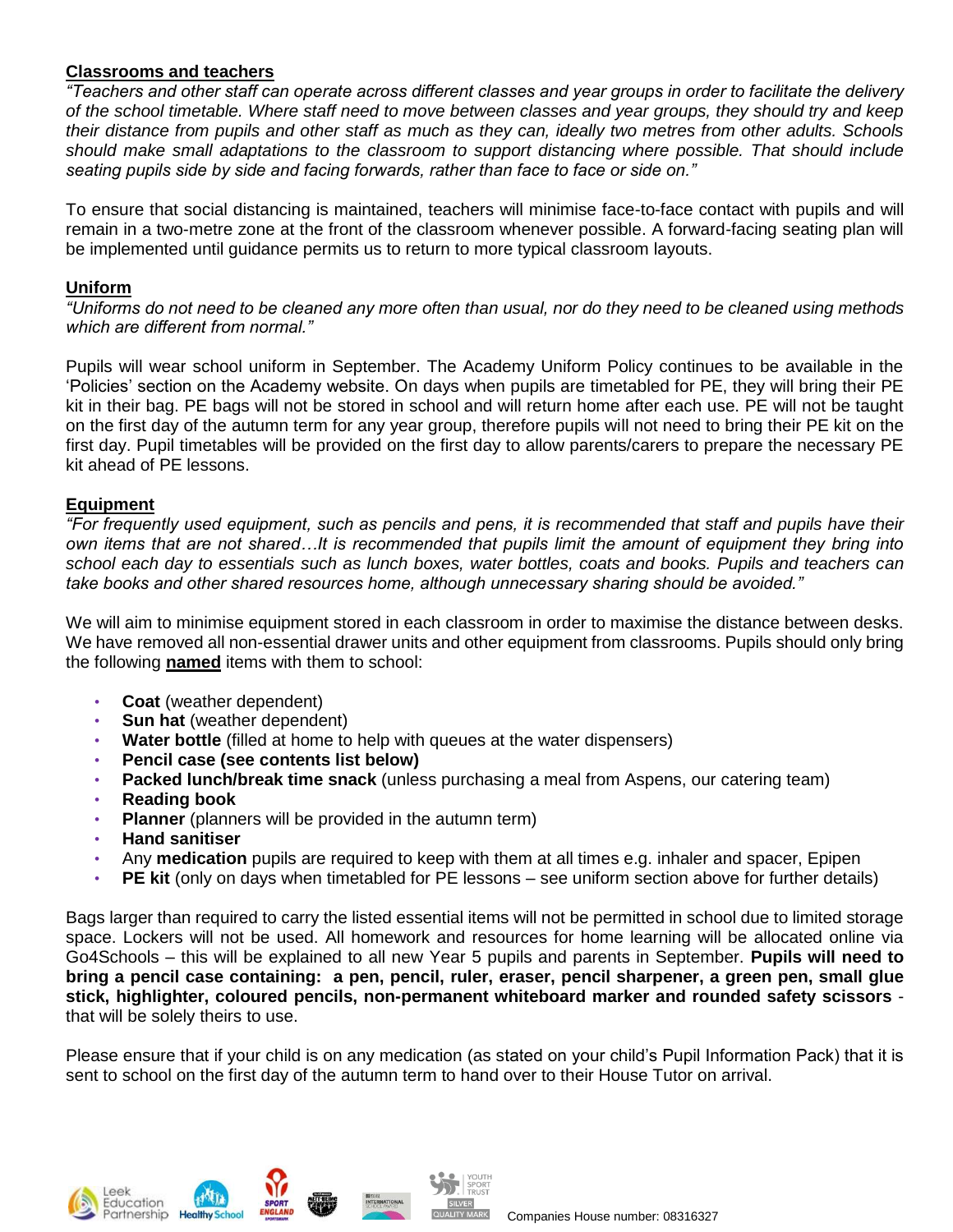**Classrooms and teachers**

*"Teachers and other staff can operate across different classes and year groups in order to facilitate the delivery of the school timetable. Where staff need to move between classes and year groups, they should try and keep their distance from pupils and other staff as much as they can, ideally two metres from other adults. Schools should make small adaptations to the classroom to support distancing where possible. That should include seating pupils side by side and facing forwards, rather than face to face or side on."*

To ensure that social distancing is maintained, teachers will minimise face-to-face contact with pupils and will remain in a two-metre zone at the front of the classroom whenever possible. A forward-facing seating plan will be implemented until guidance permits us to return to more typical classroom layouts.

**Uniform**

*"Uniforms do not need to be cleaned any more often than usual, nor do they need to be cleaned using methods which are different from normal."*

Pupils will wear school uniform in September. The Academy Uniform Policy continues to be available in the 'Policies' section on the Academy website. On days when pupils are timetabled for PE, they will bring their PE kit in their bag. PE bags will not be stored in school and will return home after each use. PE will not be taught on the first day of the autumn term for any year group, therefore pupils will not need to bring their PE kit on the first day. Pupil timetables will be provided on the first day to allow parents/carers to prepare the necessary PE kit ahead of PE lessons.

**Equipment**

*"For frequently used equipment, such as pencils and pens, it is recommended that staff and pupils have their own items that are not shared…It is recommended that pupils limit the amount of equipment they bring into school each day to essentials such as lunch boxes, water bottles, coats and books. Pupils and teachers can take books and other shared resources home, although unnecessary sharing should be avoided."*

We will aim to minimise equipment stored in each classroom in order to maximise the distance between desks. We have removed all non-essential drawer units and other equipment from classrooms. Pupils should only bring the following **named** items with them to school:

- **Coat** (weather dependent)
- **Sun hat** (weather dependent)
- **Water bottle** (filled at home to help with queues at the water dispensers)
- **Pencil case (see contents list below)**
- **Packed lunch/break time snack** (unless purchasing a meal from Aspens, our catering team)
- **Reading book**
- **Planner** (planners will be provided in the autumn term)
- **Hand sanitiser**
- Any **medication** pupils are required to keep with them at all times e.g. inhaler and spacer, Epipen
- **PE kit** (only on days when timetabled for PE lessons – see uniform section above for further details)

Bags larger than required to carry the listed essential items will not be permitted in school due to limited storage space. Lockers will not be used. All homework and resources for home learning will be allocated online via Go4Schools – this will be explained to all new Year 5 pupils and parents in September. **Pupils will need to bring a pencil case containing: a pen, pencil, ruler, eraser, pencil sharpener, a green pen, small glue stick, highlighter, coloured pencils, non-permanent whiteboard marker and rounded safety scissors** - that will be solely theirs to use.

Please ensure that if your child is on any medication (as stated on your child's Pupil Information Pack) that it is sent to school on the first day of the autumn term to hand over to their House Tutor on arrival.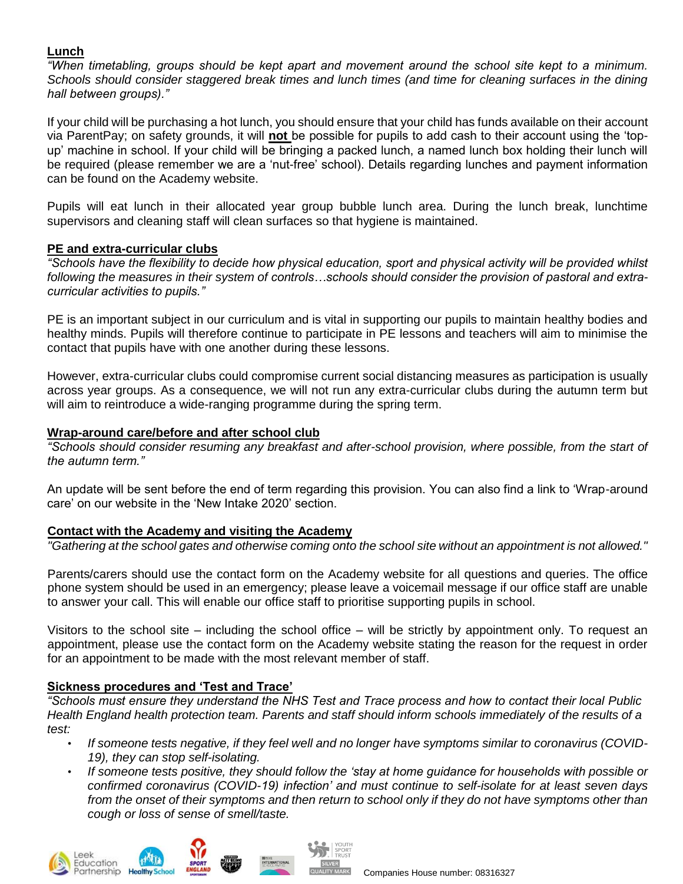## Lunch

*"When timetabling, groups should be kept apart and movement around the school site kept to a minimum. Schools should consider staggered break times and lunch times (and time for cleaning surfaces in the dining hall between groups)."*

If your child will be purchasing a hot lunch, you should ensure that your child has funds available on their account via ParentPay; on safety grounds, it will **not** be possible for pupils to add cash to their account using the 'top-up' machine in school. If your child will be bringing a packed lunch, a named lunch box holding their lunch will be required (please remember we are a 'nut-free' school). Details regarding lunches and payment information can be found on the Academy website.

Pupils will eat lunch in their allocated year group bubble lunch area. During the lunch break, lunchtime supervisors and cleaning staff will clean surfaces so that hygiene is maintained.

## PE and extra-curricular clubs

*"Schools have the flexibility to decide how physical education, sport and physical activity will be provided whilst following the measures in their system of controls…schools should consider the provision of pastoral and extra-curricular activities to pupils."*

PE is an important subject in our curriculum and is vital in supporting our pupils to maintain healthy bodies and healthy minds. Pupils will therefore continue to participate in PE lessons and teachers will aim to minimise the contact that pupils have with one another during these lessons.

However, extra-curricular clubs could compromise current social distancing measures as participation is usually across year groups. As a consequence, we will not run any extra-curricular clubs during the autumn term but will aim to reintroduce a wide-ranging programme during the spring term.

## Wrap-around care/before and after school club

*"Schools should consider resuming any breakfast and after-school provision, where possible, from the start of the autumn term."*

An update will be sent before the end of term regarding this provision. You can also find a link to 'Wrap-around care' on our website in the 'New Intake 2020' section.

## Contact with the Academy and visiting the Academy

*"Gathering at the school gates and otherwise coming onto the school site without an appointment is not allowed."*

Parents/carers should use the contact form on the Academy website for all questions and queries. The office phone system should be used in an emergency; please leave a voicemail message if our office staff are unable to answer your call. This will enable our office staff to prioritise supporting pupils in school.

Visitors to the school site – including the school office – will be strictly by appointment only. To request an appointment, please use the contact form on the Academy website stating the reason for the request in order for an appointment to be made with the most relevant member of staff.

## Sickness procedures and 'Test and Trace'

*"Schools must ensure they understand the NHS Test and Trace process and how to contact their local Public Health England health protection team. Parents and staff should inform schools immediately of the results of a test:*

- *If someone tests negative, if they feel well and no longer have symptoms similar to coronavirus (COVID-19), they can stop self-isolating.*
- *If someone tests positive, they should follow the 'stay at home guidance for households with possible or confirmed coronavirus (COVID-19) infection' and must continue to self-isolate for at least seven days from the onset of their symptoms and then return to school only if they do not have symptoms other than cough or loss of sense of smell/taste.*

Companies House number: 08316327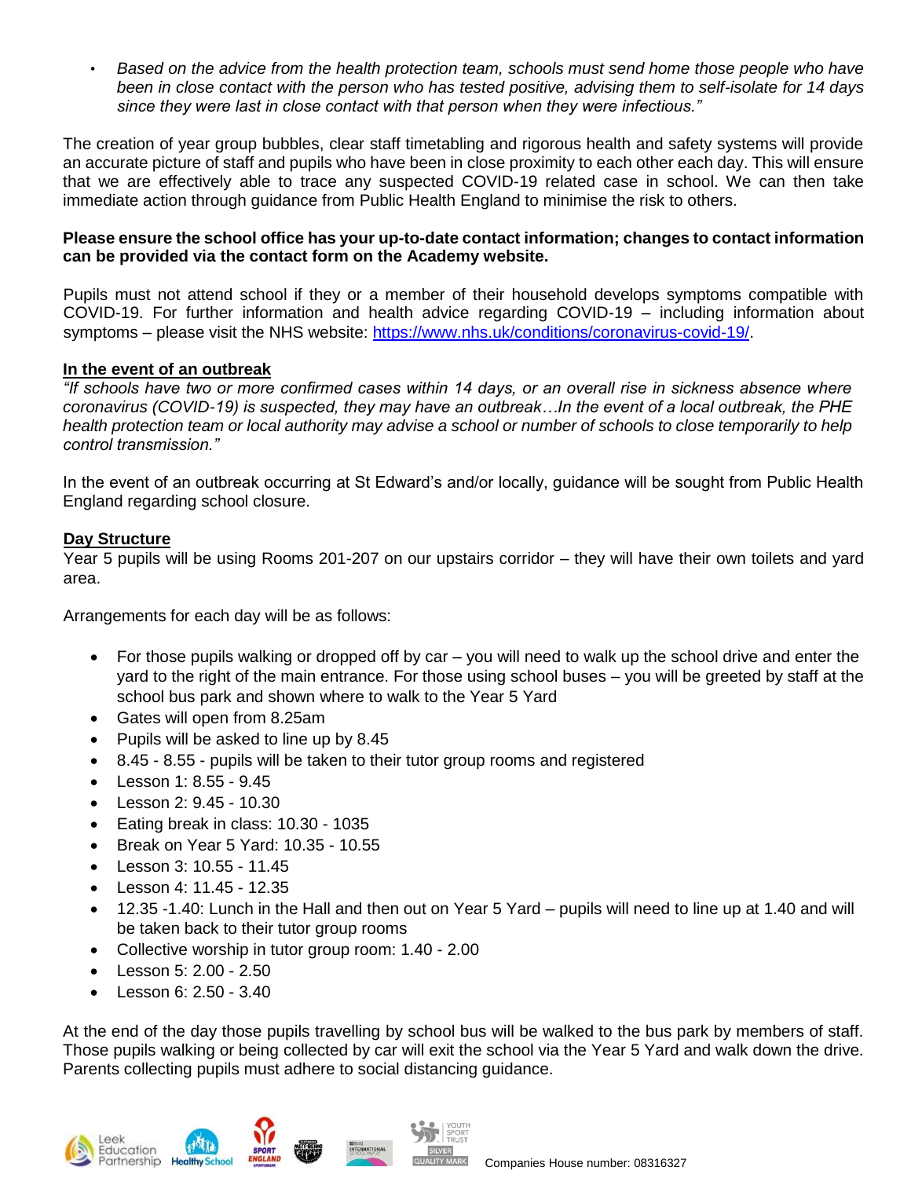- *Based on the advice from the health protection team, schools must send home those people who have been in close contact with the person who has tested positive, advising them to self-isolate for 14 days since they were last in close contact with that person when they were infectious."*

The creation of year group bubbles, clear staff timetabling and rigorous health and safety systems will provide an accurate picture of staff and pupils who have been in close proximity to each other each day. This will ensure that we are effectively able to trace any suspected COVID-19 related case in school. We can then take immediate action through guidance from Public Health England to minimise the risk to others.

**Please ensure the school office has your up-to-date contact information; changes to contact information can be provided via the contact form on the Academy website.**

Pupils must not attend school if they or a member of their household develops symptoms compatible with COVID-19. For further information and health advice regarding COVID-19 – including information about symptoms – please visit the NHS website: https://www.nhs.uk/conditions/coronavirus-covid-19/.

**In the event of an outbreak**

*"If schools have two or more confirmed cases within 14 days, or an overall rise in sickness absence where coronavirus (COVID-19) is suspected, they may have an outbreak…In the event of a local outbreak, the PHE health protection team or local authority may advise a school or number of schools to close temporarily to help control transmission."*

In the event of an outbreak occurring at St Edward's and/or locally, guidance will be sought from Public Health England regarding school closure.

**Day Structure**

Year 5 pupils will be using Rooms 201-207 on our upstairs corridor – they will have their own toilets and yard area.

Arrangements for each day will be as follows:

- For those pupils walking or dropped off by car – you will need to walk up the school drive and enter the yard to the right of the main entrance. For those using school buses – you will be greeted by staff at the school bus park and shown where to walk to the Year 5 Yard
- Gates will open from 8.25am
- Pupils will be asked to line up by 8.45
- 8.45 - 8.55 - pupils will be taken to their tutor group rooms and registered
- Lesson 1: 8.55 - 9.45
- Lesson 2: 9.45 - 10.30
- Eating break in class: 10.30 - 1035
- Break on Year 5 Yard: 10.35 - 10.55
- Lesson 3: 10.55 - 11.45
- Lesson 4: 11.45 - 12.35
- 12.35 -1.40: Lunch in the Hall and then out on Year 5 Yard – pupils will need to line up at 1.40 and will be taken back to their tutor group rooms
- Collective worship in tutor group room: 1.40 - 2.00
- Lesson 5: 2.00 - 2.50
- Lesson 6: 2.50 - 3.40

At the end of the day those pupils travelling by school bus will be walked to the bus park by members of staff. Those pupils walking or being collected by car will exit the school via the Year 5 Yard and walk down the drive. Parents collecting pupils must adhere to social distancing guidance.

Companies House number: 08316327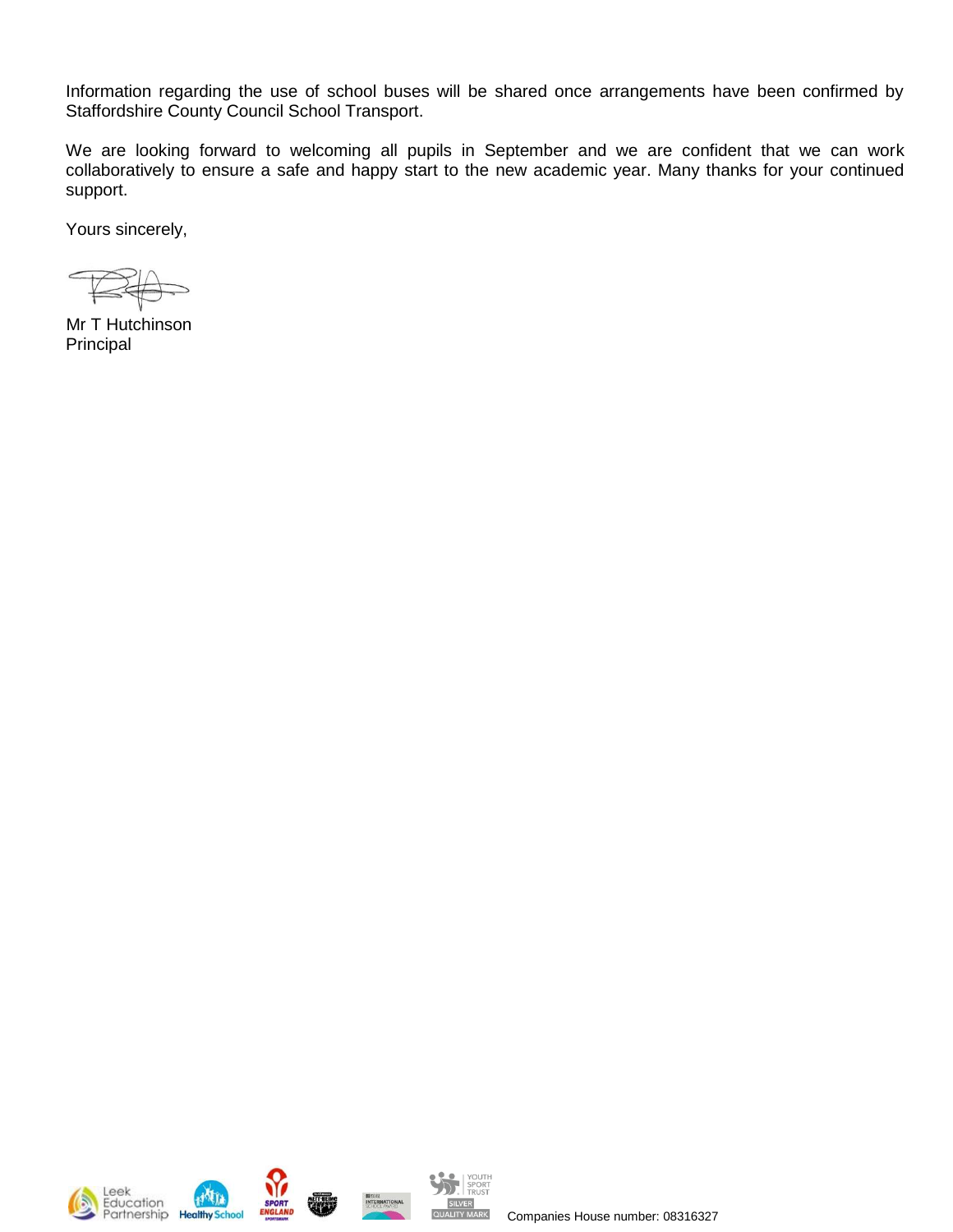Information regarding the use of school buses will be shared once arrangements have been confirmed by Staffordshire County Council School Transport.

We are looking forward to welcoming all pupils in September and we are confident that we can work collaboratively to ensure a safe and happy start to the new academic year. Many thanks for your continued support.

Yours sincerely,

Mr T Hutchinson
Principal

Companies House number: 08316327